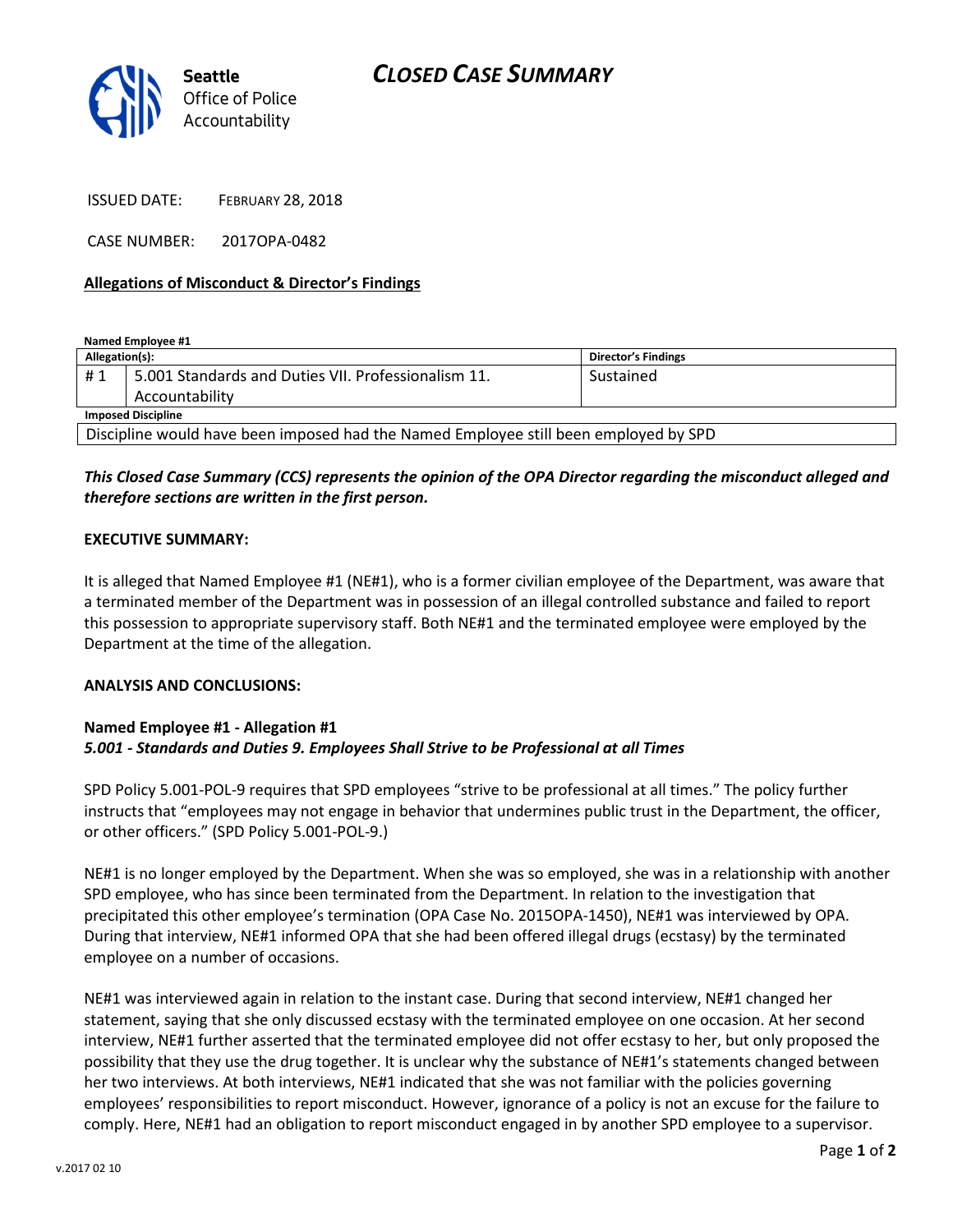Seattle
Office of Police
Accountability

# CLOSED CASE SUMMARY

ISSUED DATE: FEBRUARY 28, 2018

CASE NUMBER: 2017OPA-0482

**Allegations of Misconduct & Director's Findings**

**Named Employee #1**

| Allegation(s): | | Director's Findings |
|---|---|---|
| # 1 | 5.001 Standards and Duties VII. Professionalism 11. Accountability | Sustained |
| **Imposed Discipline** | | |
| Discipline would have been imposed had the Named Employee still been employed by SPD | | |

***This Closed Case Summary (CCS) represents the opinion of the OPA Director regarding the misconduct alleged and therefore sections are written in the first person.***

**EXECUTIVE SUMMARY:**

It is alleged that Named Employee #1 (NE#1), who is a former civilian employee of the Department, was aware that a terminated member of the Department was in possession of an illegal controlled substance and failed to report this possession to appropriate supervisory staff. Both NE#1 and the terminated employee were employed by the Department at the time of the allegation.

**ANALYSIS AND CONCLUSIONS:**

**Named Employee #1 - Allegation #1**
***5.001 - Standards and Duties 9. Employees Shall Strive to be Professional at all Times***

SPD Policy 5.001-POL-9 requires that SPD employees "strive to be professional at all times." The policy further instructs that "employees may not engage in behavior that undermines public trust in the Department, the officer, or other officers." (SPD Policy 5.001-POL-9.)

NE#1 is no longer employed by the Department. When she was so employed, she was in a relationship with another SPD employee, who has since been terminated from the Department. In relation to the investigation that precipitated this other employee's termination (OPA Case No. 2015OPA-1450), NE#1 was interviewed by OPA. During that interview, NE#1 informed OPA that she had been offered illegal drugs (ecstasy) by the terminated employee on a number of occasions.

NE#1 was interviewed again in relation to the instant case. During that second interview, NE#1 changed her statement, saying that she only discussed ecstasy with the terminated employee on one occasion. At her second interview, NE#1 further asserted that the terminated employee did not offer ecstasy to her, but only proposed the possibility that they use the drug together. It is unclear why the substance of NE#1's statements changed between her two interviews. At both interviews, NE#1 indicated that she was not familiar with the policies governing employees' responsibilities to report misconduct. However, ignorance of a policy is not an excuse for the failure to comply. Here, NE#1 had an obligation to report misconduct engaged in by another SPD employee to a supervisor.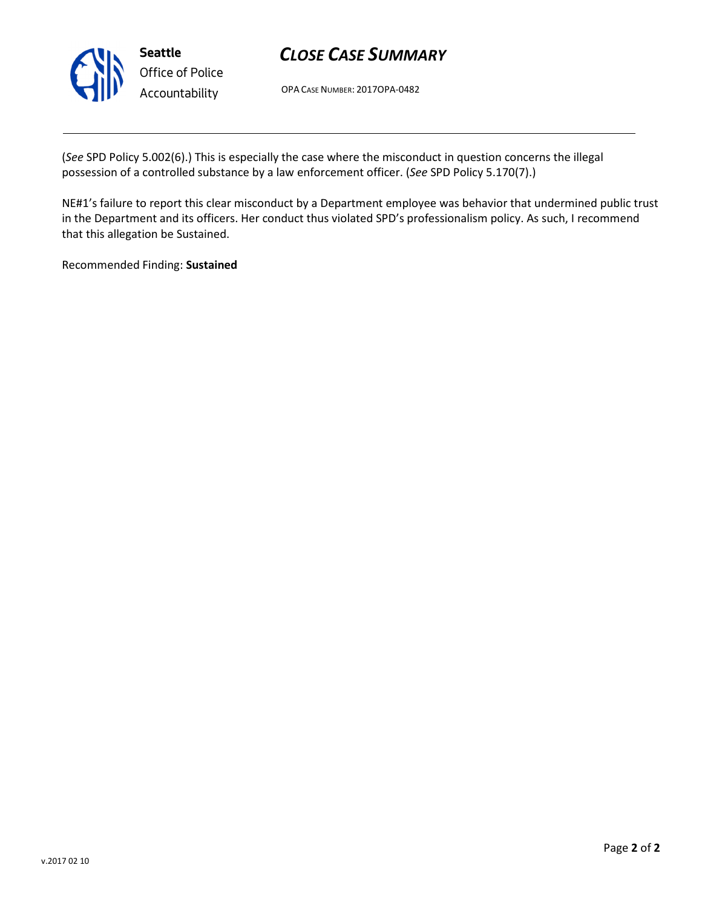(*See* SPD Policy 5.002(6).) This is especially the case where the misconduct in question concerns the illegal possession of a controlled substance by a law enforcement officer. (*See* SPD Policy 5.170(7).)

NE#1's failure to report this clear misconduct by a Department employee was behavior that undermined public trust in the Department and its officers. Her conduct thus violated SPD's professionalism policy. As such, I recommend that this allegation be Sustained.

Recommended Finding: **Sustained**